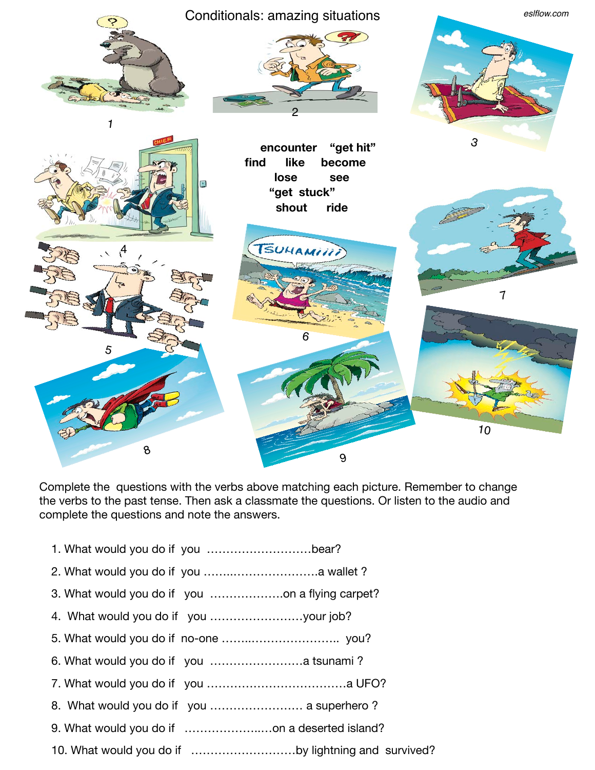# Conditionals: amazing situations

encounter "get hit"
find like become
lose see
"get stuck"
shout ride

Complete the questions with the verbs above matching each picture. Remember to change the verbs to the past tense. Then ask a classmate the questions. Or listen to the audio and complete the questions and note the answers.

1. What would you do if you ………………………bear?
2. What would you do if you ……..………………….a wallet ?
3. What would you do if you ……………….on a flying carpet?
4. What would you do if you ……………………your job?
5. What would you do if no-one ……..………………….. you?
6. What would you do if you ……………………a tsunami ?
7. What would you do if you ………………………………a UFO?
8. What would you do if you …………………… a superhero ?
9. What would you do if …………………..…on a deserted island?
10. What would you do if ………………………by lightning and survived?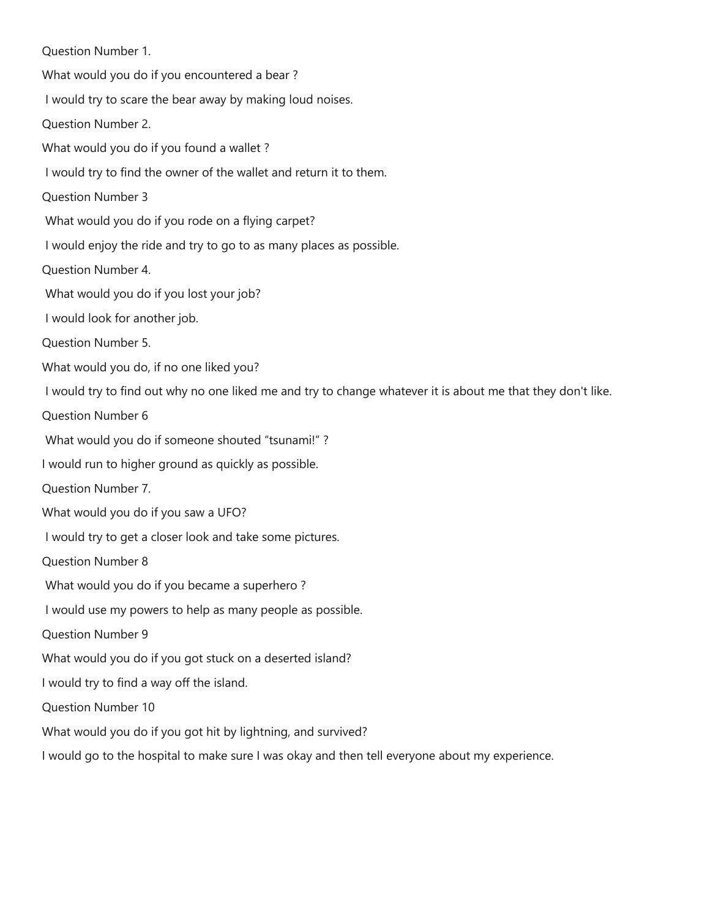Question Number 1.

What would you do if you encountered a bear ?

I would try to scare the bear away by making loud noises.

Question Number 2.

What would you do if you found a wallet ?

I would try to find the owner of the wallet and return it to them.

Question Number 3

What would you do if you rode on a flying carpet?

I would enjoy the ride and try to go to as many places as possible.

Question Number 4.

What would you do if you lost your job?

I would look for another job.

Question Number 5.

What would you do, if no one liked you?

I would try to find out why no one liked me and try to change whatever it is about me that they don't like.

Question Number 6

What would you do if someone shouted “tsunami!” ?

I would run to higher ground as quickly as possible.

Question Number 7.

What would you do if you saw a UFO?

I would try to get a closer look and take some pictures.

Question Number 8

What would you do if you became a superhero ?

I would use my powers to help as many people as possible.

Question Number 9

What would you do if you got stuck on a deserted island?

I would try to find a way off the island.

Question Number 10

What would you do if you got hit by lightning, and survived?

I would go to the hospital to make sure I was okay and then tell everyone about my experience.